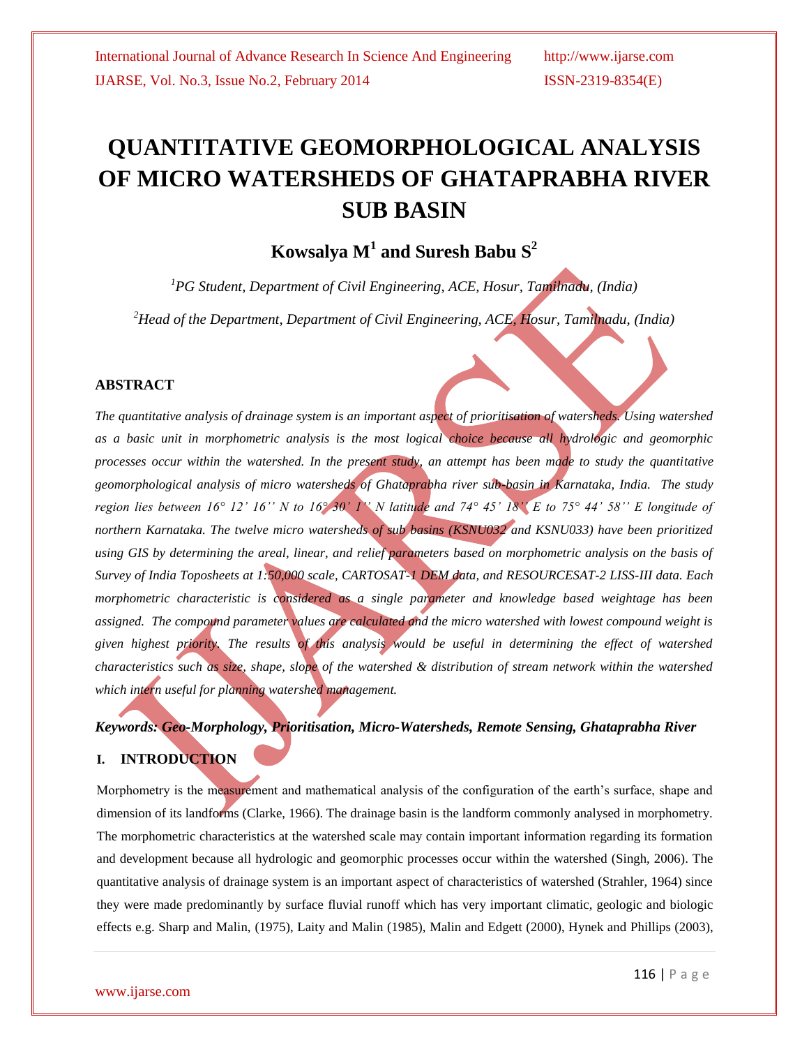# QUANTITATIVE GEOMORPHOLOGICAL ANALYSIS OF MICRO WATERSHEDS OF GHATAPRABHA RIVER SUB BASIN

**Kowsalya M[1] and Suresh Babu S[2]**

*[1]PG Student, Department of Civil Engineering, ACE, Hosur, Tamilnadu, (India)*

*[2]Head of the Department, Department of Civil Engineering, ACE, Hosur, Tamilnadu, (India)*

## ABSTRACT

*The quantitative analysis of drainage system is an important aspect of prioritisation of watersheds. Using watershed as a basic unit in morphometric analysis is the most logical choice because all hydrologic and geomorphic processes occur within the watershed. In the present study, an attempt has been made to study the quantitative geomorphological analysis of micro watersheds of Ghataprabha river sub-basin in Karnataka, India. The study region lies between 16° 12' 16'' N to 16° 30' 1'' N latitude and 74° 45' 18'' E to 75° 44' 58'' E longitude of northern Karnataka. The twelve micro watersheds of sub basins (KSNU032 and KSNU033) have been prioritized using GIS by determining the areal, linear, and relief parameters based on morphometric analysis on the basis of Survey of India Toposheets at 1:50,000 scale, CARTOSAT-1 DEM data, and RESOURCESAT-2 LISS-III data. Each morphometric characteristic is considered as a single parameter and knowledge based weightage has been assigned. The compound parameter values are calculated and the micro watershed with lowest compound weight is given highest priority. The results of this analysis would be useful in determining the effect of watershed characteristics such as size, shape, slope of the watershed & distribution of stream network within the watershed which intern useful for planning watershed management.*

***Keywords: Geo-Morphology, Prioritisation, Micro-Watersheds, Remote Sensing, Ghataprabha River***

## I. INTRODUCTION

Morphometry is the measurement and mathematical analysis of the configuration of the earth's surface, shape and dimension of its landforms (Clarke, 1966). The drainage basin is the landform commonly analysed in morphometry. The morphometric characteristics at the watershed scale may contain important information regarding its formation and development because all hydrologic and geomorphic processes occur within the watershed (Singh, 2006). The quantitative analysis of drainage system is an important aspect of characteristics of watershed (Strahler, 1964) since they were made predominantly by surface fluvial runoff which has very important climatic, geologic and biologic effects e.g. Sharp and Malin, (1975), Laity and Malin (1985), Malin and Edgett (2000), Hynek and Phillips (2003),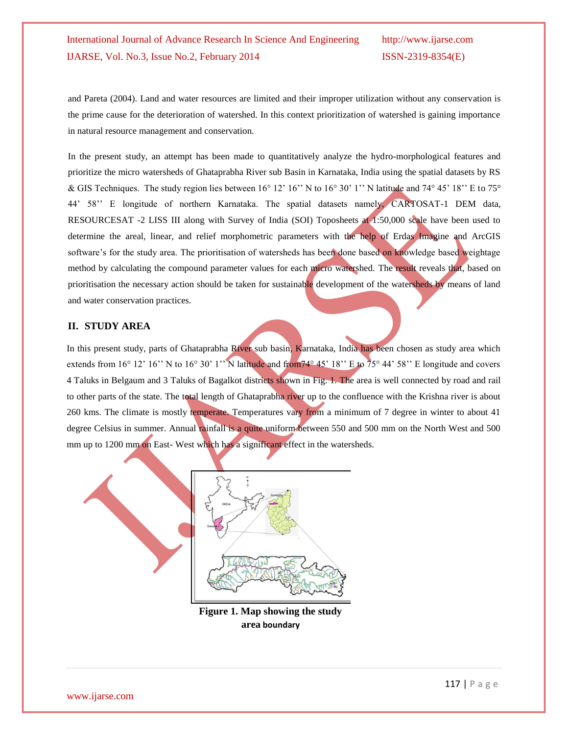and Pareta (2004). Land and water resources are limited and their improper utilization without any conservation is the prime cause for the deterioration of watershed. In this context prioritization of watershed is gaining importance in natural resource management and conservation.

In the present study, an attempt has been made to quantitatively analyze the hydro-morphological features and prioritize the micro watersheds of Ghataprabha River sub Basin in Karnataka, India using the spatial datasets by RS & GIS Techniques. The study region lies between 16° 12' 16'' N to 16° 30' 1'' N latitude and 74° 45' 18'' E to 75° 44' 58'' E longitude of northern Karnataka. The spatial datasets namely, CARTOSAT-1 DEM data, RESOURCESAT -2 LISS III along with Survey of India (SOI) Toposheets at 1:50,000 scale have been used to determine the areal, linear, and relief morphometric parameters with the help of Erdas Imagine and ArcGIS software's for the study area. The prioritisation of watersheds has been done based on knowledge based weightage method by calculating the compound parameter values for each micro watershed. The result reveals that, based on prioritisation the necessary action should be taken for sustainable development of the watersheds by means of land and water conservation practices.

## II. STUDY AREA

In this present study, parts of Ghataprabha River sub basin, Karnataka, India has been chosen as study area which extends from 16° 12' 16'' N to 16° 30' 1'' N latitude and from74° 45' 18'' E to 75° 44' 58'' E longitude and covers 4 Taluks in Belgaum and 3 Taluks of Bagalkot districts shown in Fig. 1. The area is well connected by road and rail to other parts of the state. The total length of Ghataprabha river up to the confluence with the Krishna river is about 260 kms. The climate is mostly temperate. Temperatures vary from a minimum of 7 degree in winter to about 41 degree Celsius in summer. Annual rainfall is a quite uniform between 550 and 500 mm on the North West and 500 mm up to 1200 mm on East- West which has a significant effect in the watersheds.

**Figure 1. Map showing the study area boundary**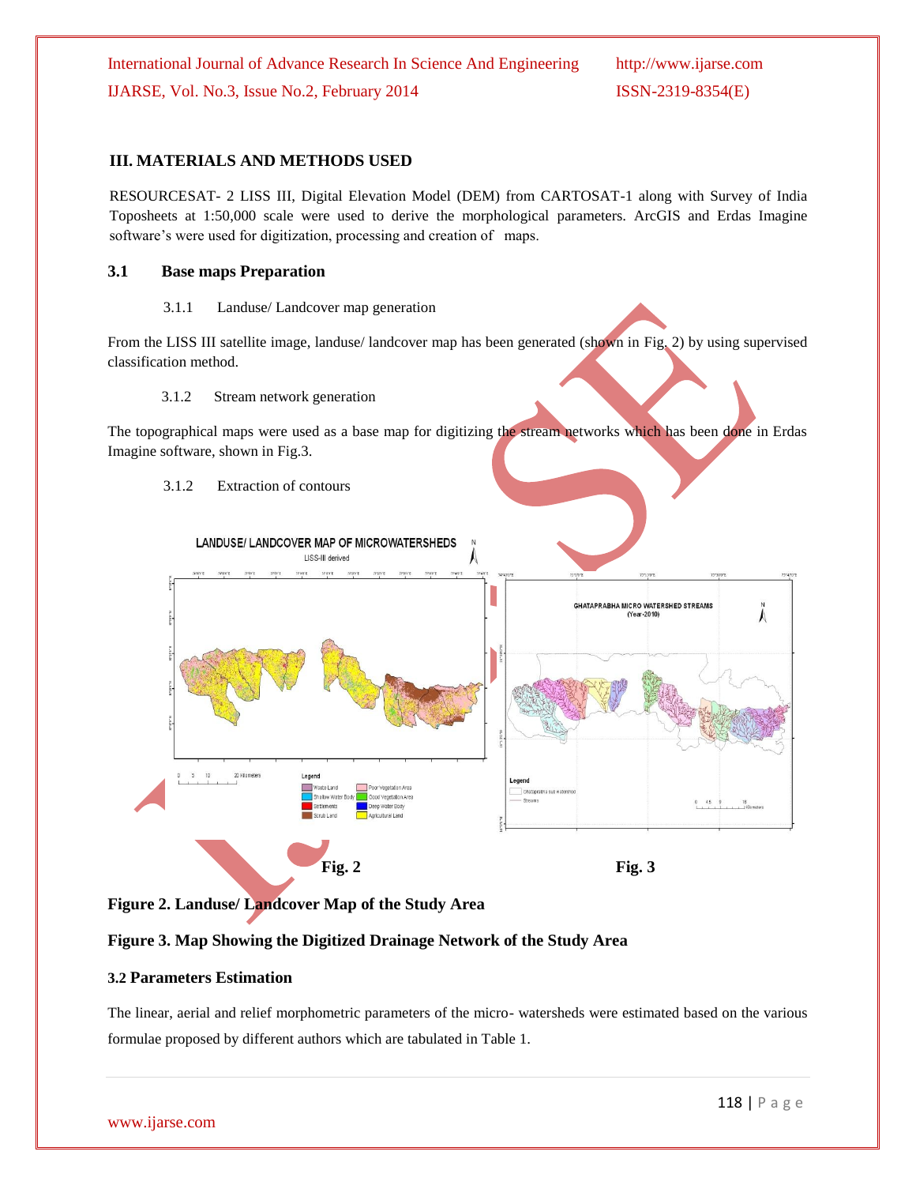## III. MATERIALS AND METHODS USED

RESOURCESAT- 2 LISS III, Digital Elevation Model (DEM) from CARTOSAT-1 along with Survey of India Toposheets at 1:50,000 scale were used to derive the morphological parameters. ArcGIS and Erdas Imagine software's were used for digitization, processing and creation of maps.

### 3.1 Base maps Preparation

#### 3.1.1 Landuse/ Landcover map generation

From the LISS III satellite image, landuse/ landcover map has been generated (shown in Fig. 2) by using supervised classification method.

#### 3.1.2 Stream network generation

The topographical maps were used as a base map for digitizing the stream networks which has been done in Erdas Imagine software, shown in Fig.3.

#### 3.1.2 Extraction of contours

**Fig. 2** **Fig. 3**

**Figure 2. Landuse/ Landcover Map of the Study Area**

**Figure 3. Map Showing the Digitized Drainage Network of the Study Area**

### 3.2 Parameters Estimation

The linear, aerial and relief morphometric parameters of the micro- watersheds were estimated based on the various formulae proposed by different authors which are tabulated in Table 1.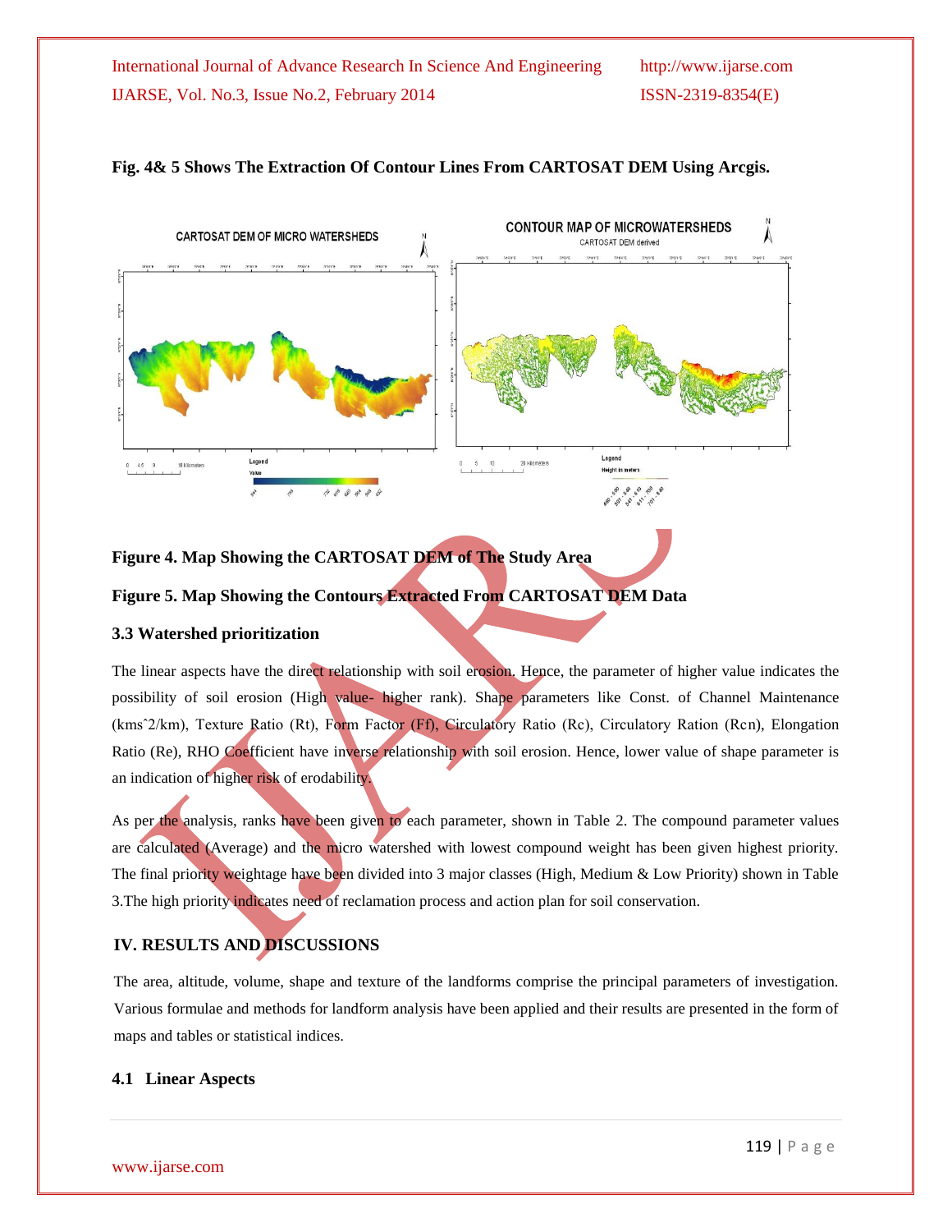**Fig. 4& 5 Shows The Extraction Of Contour Lines From CARTOSAT DEM Using Arcgis.**

**Figure 4. Map Showing the CARTOSAT DEM of The Study Area**

**Figure 5. Map Showing the Contours Extracted From CARTOSAT DEM Data**

### 3.3 Watershed prioritization

The linear aspects have the direct relationship with soil erosion. Hence, the parameter of higher value indicates the possibility of soil erosion (High value- higher rank). Shape parameters like Const. of Channel Maintenance (kmsˆ2/km), Texture Ratio (Rt), Form Factor (Ff), Circulatory Ratio (Rc), Circulatory Ration (Rcn), Elongation Ratio (Re), RHO Coefficient have inverse relationship with soil erosion. Hence, lower value of shape parameter is an indication of higher risk of erodability.

As per the analysis, ranks have been given to each parameter, shown in Table 2. The compound parameter values are calculated (Average) and the micro watershed with lowest compound weight has been given highest priority. The final priority weightage have been divided into 3 major classes (High, Medium & Low Priority) shown in Table 3.The high priority indicates need of reclamation process and action plan for soil conservation.

## IV. RESULTS AND DISCUSSIONS

The area, altitude, volume, shape and texture of the landforms comprise the principal parameters of investigation. Various formulae and methods for landform analysis have been applied and their results are presented in the form of maps and tables or statistical indices.

### 4.1 Linear Aspects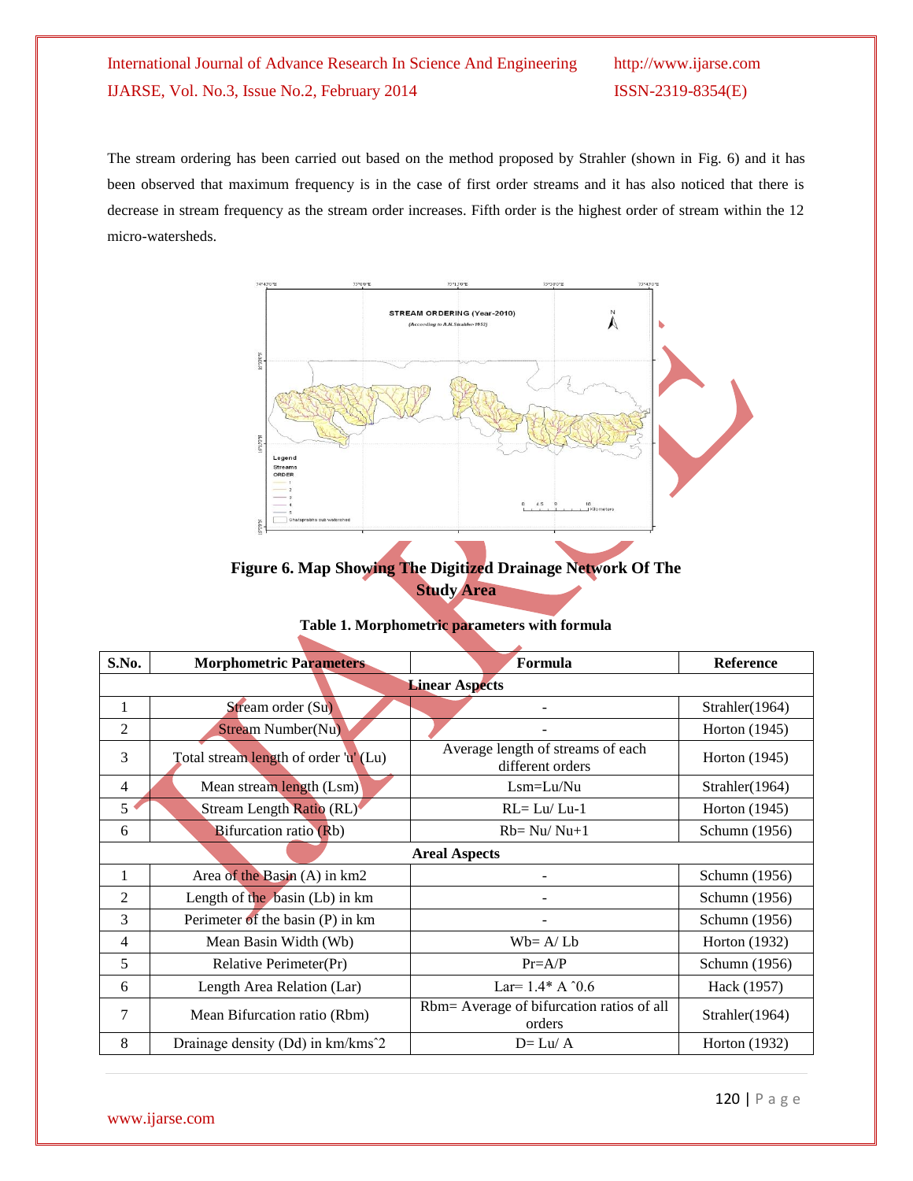The stream ordering has been carried out based on the method proposed by Strahler (shown in Fig. 6) and it has been observed that maximum frequency is in the case of first order streams and it has also noticed that there is decrease in stream frequency as the stream order increases. Fifth order is the highest order of stream within the 12 micro-watersheds.

**Figure 6. Map Showing The Digitized Drainage Network Of The Study Area**

**Table 1. Morphometric parameters with formula**

| S.No. | Morphometric Parameters | Formula | Reference |
|---|---|---|---|
| **Linear Aspects** | | | |
| 1 | Stream order (Su) | - | Strahler(1964) |
| 2 | Stream Number(Nu) | - | Horton (1945) |
| 3 | Total stream length of order 'u' (Lu) | Average length of streams of each different orders | Horton (1945) |
| 4 | Mean stream length (Lsm) | Lsm=Lu/Nu | Strahler(1964) |
| 5 | Stream Length Ratio (RL) | RL= Lu/ Lu-1 | Horton (1945) |
| 6 | Bifurcation ratio (Rb) | Rb= Nu/ Nu+1 | Schumn (1956) |
| **Areal Aspects** | | | |
| 1 | Area of the Basin (A) in km2 | - | Schumn (1956) |
| 2 | Length of the basin (Lb) in km | - | Schumn (1956) |
| 3 | Perimeter of the basin (P) in km | - | Schumn (1956) |
| 4 | Mean Basin Width (Wb) | Wb= A/ Lb | Horton (1932) |
| 5 | Relative Perimeter(Pr) | Pr=A/P | Schumn (1956) |
| 6 | Length Area Relation (Lar) | Lar= 1.4* A ˆ0.6 | Hack (1957) |
| 7 | Mean Bifurcation ratio (Rbm) | Rbm= Average of bifurcation ratios of all orders | Strahler(1964) |
| 8 | Drainage density (Dd) in km/kmsˆ2 | D= Lu/ A | Horton (1932) |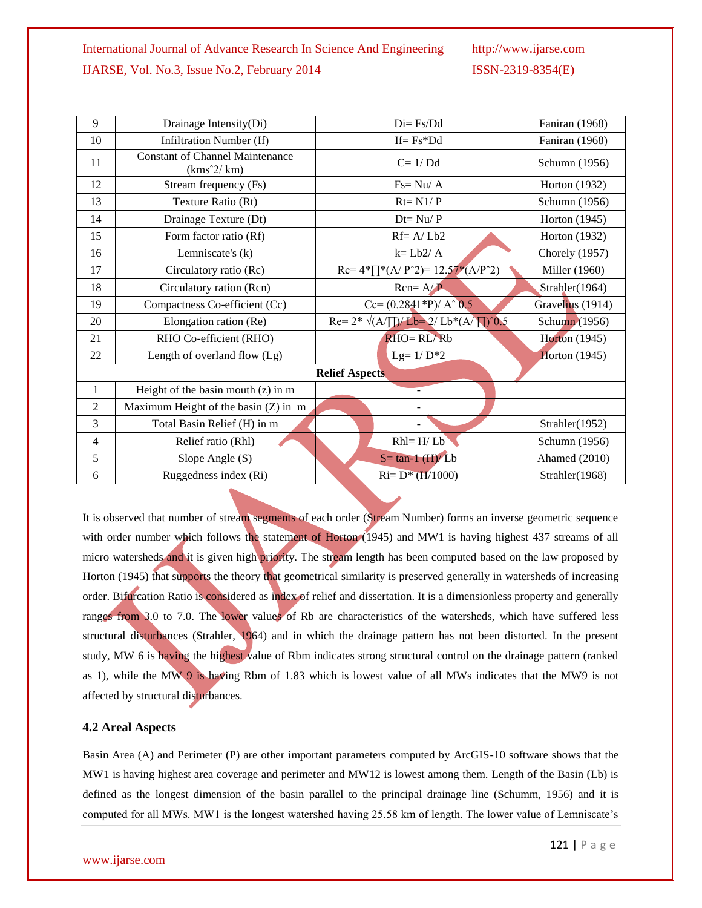| 9 | Drainage Intensity(Di) | Di= Fs/Dd | Faniran (1968) |
|---|---|---|---|
| 10 | Infiltration Number (If) | If= Fs*Dd | Faniran (1968) |
| 11 | Constant of Channel Maintenance (kmsˆ2/ km) | C= 1/ Dd | Schumn (1956) |
| 12 | Stream frequency (Fs) | Fs= Nu/ A | Horton (1932) |
| 13 | Texture Ratio (Rt) | Rt= N1/ P | Schumn (1956) |
| 14 | Drainage Texture (Dt) | Dt= Nu/ P | Horton (1945) |
| 15 | Form factor ratio (Rf) | Rf= A/ Lb2 | Horton (1932) |
| 16 | Lemniscate's (k) | k= Lb2/ A | Chorely (1957) |
| 17 | Circulatory ratio (Rc) | Rc= 4*∏*(A/ Pˆ2)= 12.57*(A/Pˆ2) | Miller (1960) |
| 18 | Circulatory ration (Rcn) | Rcn= A/ P | Strahler(1964) |
| 19 | Compactness Co-efficient (Cc) | Cc= (0.2841*P)/ Aˆ 0.5 | Gravelius (1914) |
| 20 | Elongation ration (Re) | Re= 2* √(A/∏)/ Lb= 2/ Lb*(A/ ∏)ˆ0.5 | Schumn (1956) |
| 21 | RHO Co-efficient (RHO) | RHO= RL/ Rb | Horton (1945) |
| 22 | Length of overland flow (Lg) | Lg= 1/ D*2 | Horton (1945) |
| | **Relief Aspects** | | |
| 1 | Height of the basin mouth (z) in m | - | |
| 2 | Maximum Height of the basin (Z) in m | - | |
| 3 | Total Basin Relief (H) in m | - | Strahler(1952) |
| 4 | Relief ratio (Rhl) | Rhl= H/ Lb | Schumn (1956) |
| 5 | Slope Angle (S) | S= tan-1 (H)/ Lb | Ahamed (2010) |
| 6 | Ruggedness index (Ri) | Ri= D* (H/1000) | Strahler(1968) |

It is observed that number of stream segments of each order (Stream Number) forms an inverse geometric sequence with order number which follows the statement of Horton (1945) and MW1 is having highest 437 streams of all micro watersheds and it is given high priority. The stream length has been computed based on the law proposed by Horton (1945) that supports the theory that geometrical similarity is preserved generally in watersheds of increasing order. Bifurcation Ratio is considered as index of relief and dissertation. It is a dimensionless property and generally ranges from 3.0 to 7.0. The lower values of Rb are characteristics of the watersheds, which have suffered less structural disturbances (Strahler, 1964) and in which the drainage pattern has not been distorted. In the present study, MW 6 is having the highest value of Rbm indicates strong structural control on the drainage pattern (ranked as 1), while the MW 9 is having Rbm of 1.83 which is lowest value of all MWs indicates that the MW9 is not affected by structural disturbances.

### 4.2 Areal Aspects

Basin Area (A) and Perimeter (P) are other important parameters computed by ArcGIS-10 software shows that the MW1 is having highest area coverage and perimeter and MW12 is lowest among them. Length of the Basin (Lb) is defined as the longest dimension of the basin parallel to the principal drainage line (Schumm, 1956) and it is computed for all MWs. MW1 is the longest watershed having 25.58 km of length. The lower value of Lemniscate's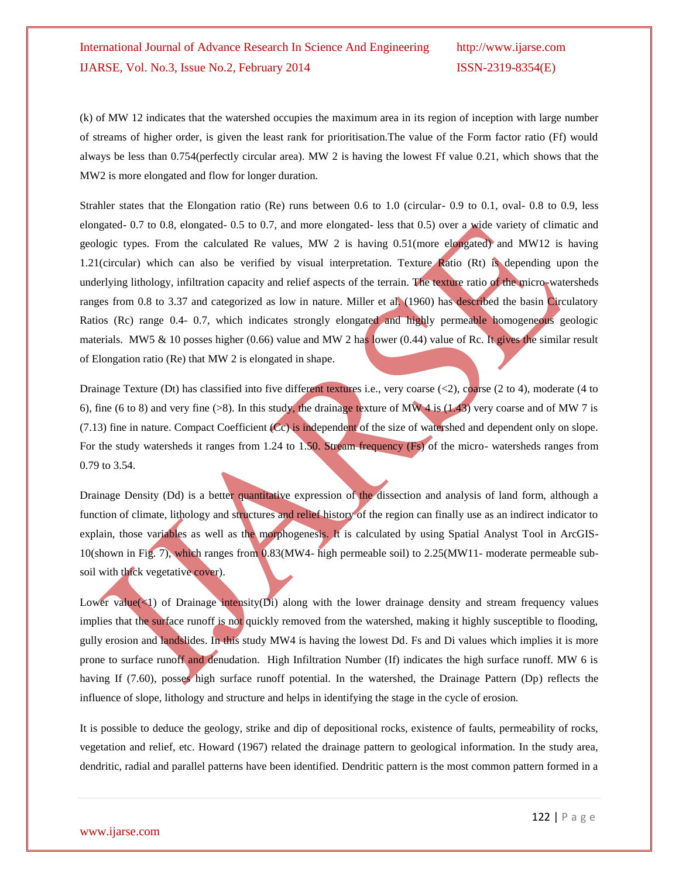(k) of MW 12 indicates that the watershed occupies the maximum area in its region of inception with large number of streams of higher order, is given the least rank for prioritisation.The value of the Form factor ratio (Ff) would always be less than 0.754(perfectly circular area). MW 2 is having the lowest Ff value 0.21, which shows that the MW2 is more elongated and flow for longer duration.

Strahler states that the Elongation ratio (Re) runs between 0.6 to 1.0 (circular- 0.9 to 0.1, oval- 0.8 to 0.9, less elongated- 0.7 to 0.8, elongated- 0.5 to 0.7, and more elongated- less that 0.5) over a wide variety of climatic and geologic types. From the calculated Re values, MW 2 is having 0.51(more elongated) and MW12 is having 1.21(circular) which can also be verified by visual interpretation. Texture Ratio (Rt) is depending upon the underlying lithology, infiltration capacity and relief aspects of the terrain. The texture ratio of the micro-watersheds ranges from 0.8 to 3.37 and categorized as low in nature. Miller et al. (1960) has described the basin Circulatory Ratios (Rc) range 0.4- 0.7, which indicates strongly elongated and highly permeable homogeneous geologic materials. MW5 & 10 posses higher (0.66) value and MW 2 has lower (0.44) value of Rc. It gives the similar result of Elongation ratio (Re) that MW 2 is elongated in shape.

Drainage Texture (Dt) has classified into five different textures i.e., very coarse (<2), coarse (2 to 4), moderate (4 to 6), fine (6 to 8) and very fine (>8). In this study, the drainage texture of MW 4 is (1.43) very coarse and of MW 7 is (7.13) fine in nature. Compact Coefficient (Cc) is independent of the size of watershed and dependent only on slope. For the study watersheds it ranges from 1.24 to 1.50. Stream frequency (Fs) of the micro- watersheds ranges from 0.79 to 3.54.

Drainage Density (Dd) is a better quantitative expression of the dissection and analysis of land form, although a function of climate, lithology and structures and relief history of the region can finally use as an indirect indicator to explain, those variables as well as the morphogenesis. It is calculated by using Spatial Analyst Tool in ArcGIS-10(shown in Fig. 7), which ranges from 0.83(MW4- high permeable soil) to 2.25(MW11- moderate permeable sub-soil with thick vegetative cover).

Lower value(<1) of Drainage intensity(Di) along with the lower drainage density and stream frequency values implies that the surface runoff is not quickly removed from the watershed, making it highly susceptible to flooding, gully erosion and landslides. In this study MW4 is having the lowest Dd. Fs and Di values which implies it is more prone to surface runoff and denudation. High Infiltration Number (If) indicates the high surface runoff. MW 6 is having If (7.60), posses high surface runoff potential. In the watershed, the Drainage Pattern (Dp) reflects the influence of slope, lithology and structure and helps in identifying the stage in the cycle of erosion.

It is possible to deduce the geology, strike and dip of depositional rocks, existence of faults, permeability of rocks, vegetation and relief, etc. Howard (1967) related the drainage pattern to geological information. In the study area, dendritic, radial and parallel patterns have been identified. Dendritic pattern is the most common pattern formed in a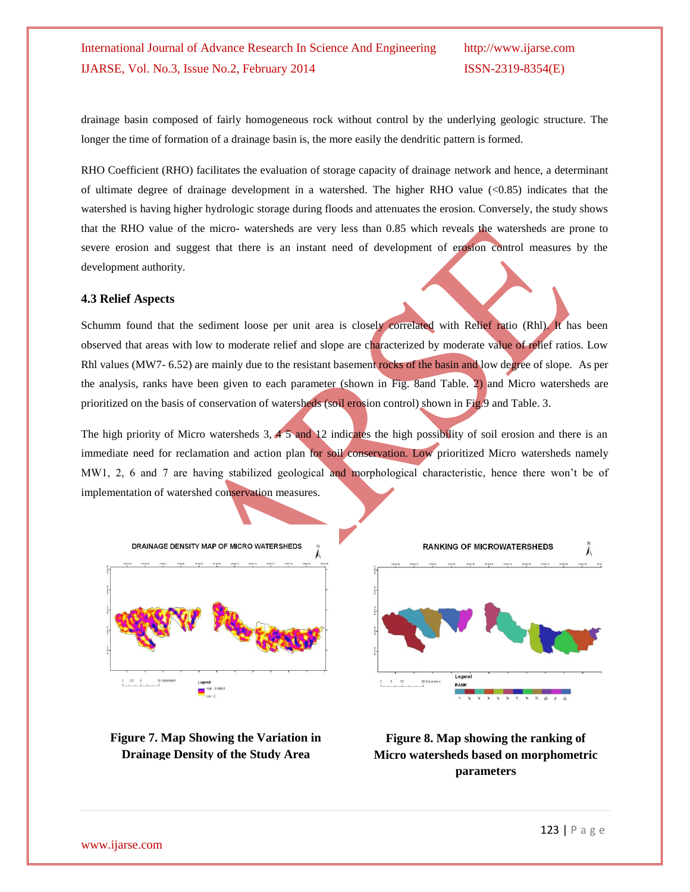drainage basin composed of fairly homogeneous rock without control by the underlying geologic structure. The longer the time of formation of a drainage basin is, the more easily the dendritic pattern is formed.

RHO Coefficient (RHO) facilitates the evaluation of storage capacity of drainage network and hence, a determinant of ultimate degree of drainage development in a watershed. The higher RHO value (<0.85) indicates that the watershed is having higher hydrologic storage during floods and attenuates the erosion. Conversely, the study shows that the RHO value of the micro- watersheds are very less than 0.85 which reveals the watersheds are prone to severe erosion and suggest that there is an instant need of development of erosion control measures by the development authority.

### 4.3 Relief Aspects

Schumm found that the sediment loose per unit area is closely correlated with Relief ratio (Rhl). It has been observed that areas with low to moderate relief and slope are characterized by moderate value of relief ratios. Low Rhl values (MW7- 6.52) are mainly due to the resistant basement rocks of the basin and low degree of slope. As per the analysis, ranks have been given to each parameter (shown in Fig. 8and Table. 2) and Micro watersheds are prioritized on the basis of conservation of watersheds (soil erosion control) shown in Fig.9 and Table. 3.

The high priority of Micro watersheds 3, 4 5 and 12 indicates the high possibility of soil erosion and there is an immediate need for reclamation and action plan for soil conservation. Low prioritized Micro watersheds namely MW1, 2, 6 and 7 are having stabilized geological and morphological characteristic, hence there won't be of implementation of watershed conservation measures.

**Figure 7. Map Showing the Variation in Drainage Density of the Study Area**

**Figure 8. Map showing the ranking of Micro watersheds based on morphometric parameters**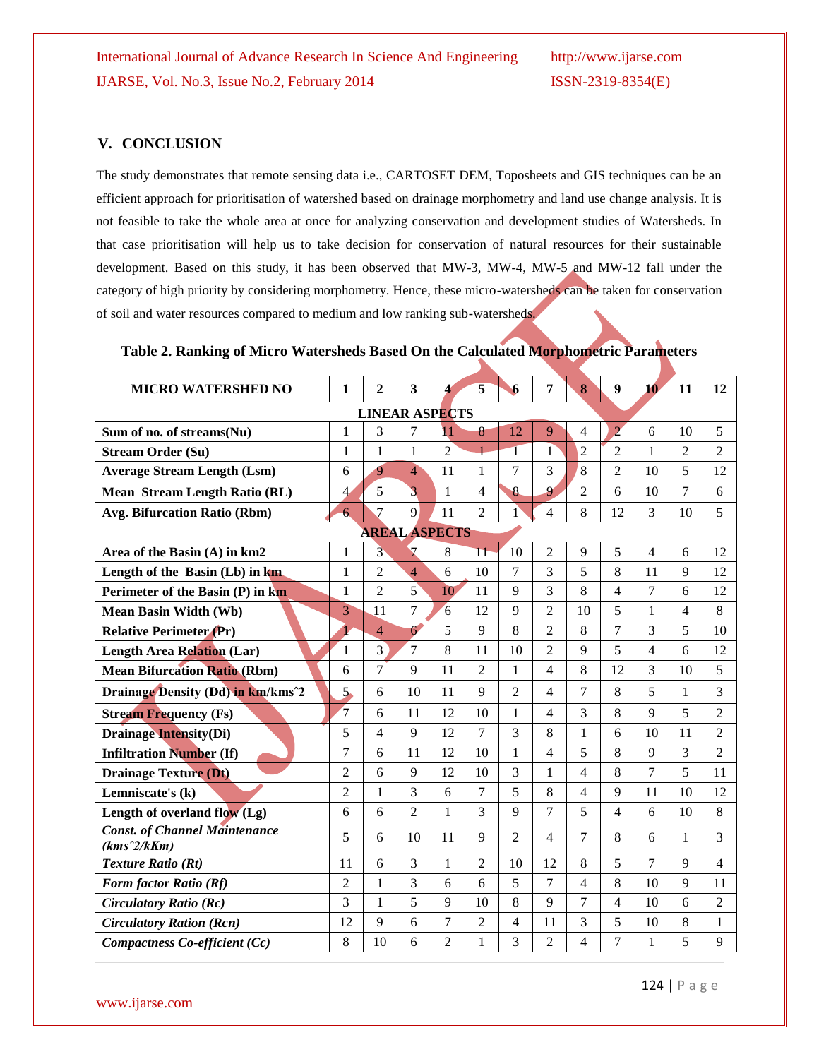## V. CONCLUSION

The study demonstrates that remote sensing data i.e., CARTOSET DEM, Toposheets and GIS techniques can be an efficient approach for prioritisation of watershed based on drainage morphometry and land use change analysis. It is not feasible to take the whole area at once for analyzing conservation and development studies of Watersheds. In that case prioritisation will help us to take decision for conservation of natural resources for their sustainable development. Based on this study, it has been observed that MW-3, MW-4, MW-5 and MW-12 fall under the category of high priority by considering morphometry. Hence, these micro-watersheds can be taken for conservation of soil and water resources compared to medium and low ranking sub-watersheds.

**Table 2. Ranking of Micro Watersheds Based On the Calculated Morphometric Parameters**

| MICRO WATERSHED NO | 1 | 2 | 3 | 4 | 5 | 6 | 7 | 8 | 9 | 10 | 11 | 12 |
|---|---|---|---|---|---|---|---|---|---|---|---|---|
| **LINEAR ASPECTS** | | | | | | | | | | | | |
| **Sum of no. of streams(Nu)** | 1 | 3 | 7 | 11 | 8 | 12 | 9 | 4 | 2 | 6 | 10 | 5 |
| **Stream Order (Su)** | 1 | 1 | 1 | 2 | 1 | 1 | 1 | 2 | 2 | 1 | 2 | 2 |
| **Average Stream Length (Lsm)** | 6 | 9 | 4 | 11 | 1 | 7 | 3 | 8 | 2 | 10 | 5 | 12 |
| **Mean Stream Length Ratio (RL)** | 4 | 5 | 3 | 1 | 4 | 8 | 9 | 2 | 6 | 10 | 7 | 6 |
| **Avg. Bifurcation Ratio (Rbm)** | 6 | 7 | 9 | 11 | 2 | 1 | 4 | 8 | 12 | 3 | 10 | 5 |
| **AREAL ASPECTS** | | | | | | | | | | | | |
| **Area of the Basin (A) in km2** | 1 | 3 | 7 | 8 | 11 | 10 | 2 | 9 | 5 | 4 | 6 | 12 |
| **Length of the Basin (Lb) in km** | 1 | 2 | 4 | 6 | 10 | 7 | 3 | 5 | 8 | 11 | 9 | 12 |
| **Perimeter of the Basin (P) in km** | 1 | 2 | 5 | 10 | 11 | 9 | 3 | 8 | 4 | 7 | 6 | 12 |
| **Mean Basin Width (Wb)** | 3 | 11 | 7 | 6 | 12 | 9 | 2 | 10 | 5 | 1 | 4 | 8 |
| **Relative Perimeter (Pr)** | 1 | 4 | 6 | 5 | 9 | 8 | 2 | 8 | 7 | 3 | 5 | 10 |
| **Length Area Relation (Lar)** | 1 | 3 | 7 | 8 | 11 | 10 | 2 | 9 | 5 | 4 | 6 | 12 |
| **Mean Bifurcation Ratio (Rbm)** | 6 | 7 | 9 | 11 | 2 | 1 | 4 | 8 | 12 | 3 | 10 | 5 |
| **Drainage Density (Dd) in km/kmsˆ2** | 5 | 6 | 10 | 11 | 9 | 2 | 4 | 7 | 8 | 5 | 1 | 3 |
| **Stream Frequency (Fs)** | 7 | 6 | 11 | 12 | 10 | 1 | 4 | 3 | 8 | 9 | 5 | 2 |
| **Drainage Intensity(Di)** | 5 | 4 | 9 | 12 | 7 | 3 | 8 | 1 | 6 | 10 | 11 | 2 |
| **Infiltration Number (If)** | 7 | 6 | 11 | 12 | 10 | 1 | 4 | 5 | 8 | 9 | 3 | 2 |
| **Drainage Texture (Dt)** | 2 | 6 | 9 | 12 | 10 | 3 | 1 | 4 | 8 | 7 | 5 | 11 |
| **Lemniscate's (k)** | 2 | 1 | 3 | 6 | 7 | 5 | 8 | 4 | 9 | 11 | 10 | 12 |
| **Length of overland flow (Lg)** | 6 | 6 | 2 | 1 | 3 | 9 | 7 | 5 | 4 | 6 | 10 | 8 |
| ***Const. of Channel Maintenance (kmsˆ2/kKm)*** | 5 | 6 | 10 | 11 | 9 | 2 | 4 | 7 | 8 | 6 | 1 | 3 |
| ***Texture Ratio (Rt)*** | 11 | 6 | 3 | 1 | 2 | 10 | 12 | 8 | 5 | 7 | 9 | 4 |
| ***Form factor Ratio (Rf)*** | 2 | 1 | 3 | 6 | 6 | 5 | 7 | 4 | 8 | 10 | 9 | 11 |
| ***Circulatory Ratio (Rc)*** | 3 | 1 | 5 | 9 | 10 | 8 | 9 | 7 | 4 | 10 | 6 | 2 |
| ***Circulatory Ration (Rcn)*** | 12 | 9 | 6 | 7 | 2 | 4 | 11 | 3 | 5 | 10 | 8 | 1 |
| ***Compactness Co-efficient (Cc)*** | 8 | 10 | 6 | 2 | 1 | 3 | 2 | 4 | 7 | 1 | 5 | 9 |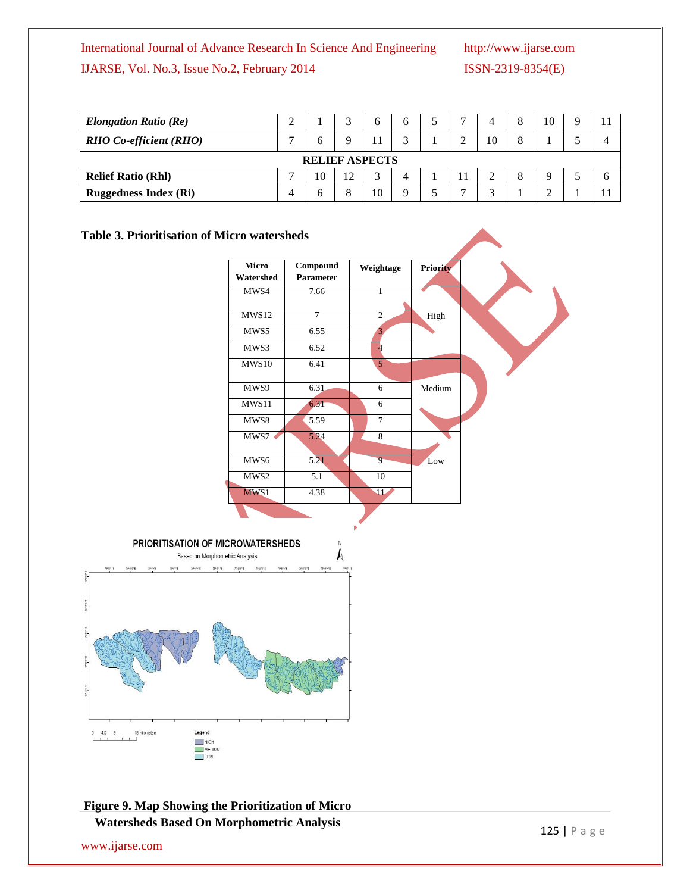| | | | | | | | | | | | | |
|---|---|---|---|---|---|---|---|---|---|---|---|---|
| ***Elongation Ratio (Re)*** | 2 | 1 | 3 | 6 | 6 | 5 | 7 | 4 | 8 | 10 | 9 | 11 |
| ***RHO Co-efficient (RHO)*** | 7 | 6 | 9 | 11 | 3 | 1 | 2 | 10 | 8 | 1 | 5 | 4 |
| **RELIEF ASPECTS** | | | | | | | | | | | | |
| **Relief Ratio (Rhl)** | 7 | 10 | 12 | 3 | 4 | 1 | 11 | 2 | 8 | 9 | 5 | 6 |
| **Ruggedness Index (Ri)** | 4 | 6 | 8 | 10 | 9 | 5 | 7 | 3 | 1 | 2 | 1 | 11 |

**Table 3. Prioritisation of Micro watersheds**

| Micro Watershed | Compound Parameter | Weightage | Priority |
|---|---|---|---|
| MWS4 | 7.66 | 1 | High |
| MWS12 | 7 | 2 | |
| MWS5 | 6.55 | 3 | |
| MWS3 | 6.52 | 4 | |
| MWS10 | 6.41 | 5 | Medium |
| MWS9 | 6.31 | 6 | |
| MWS11 | 6.31 | 6 | |
| MWS8 | 5.59 | 7 | |
| MWS7 | 5.24 | 8 | Low |
| MWS6 | 5.21 | 9 | |
| MWS2 | 5.1 | 10 | |
| MWS1 | 4.38 | 11 | |

**Figure 9. Map Showing the Prioritization of Micro Watersheds Based On Morphometric Analysis**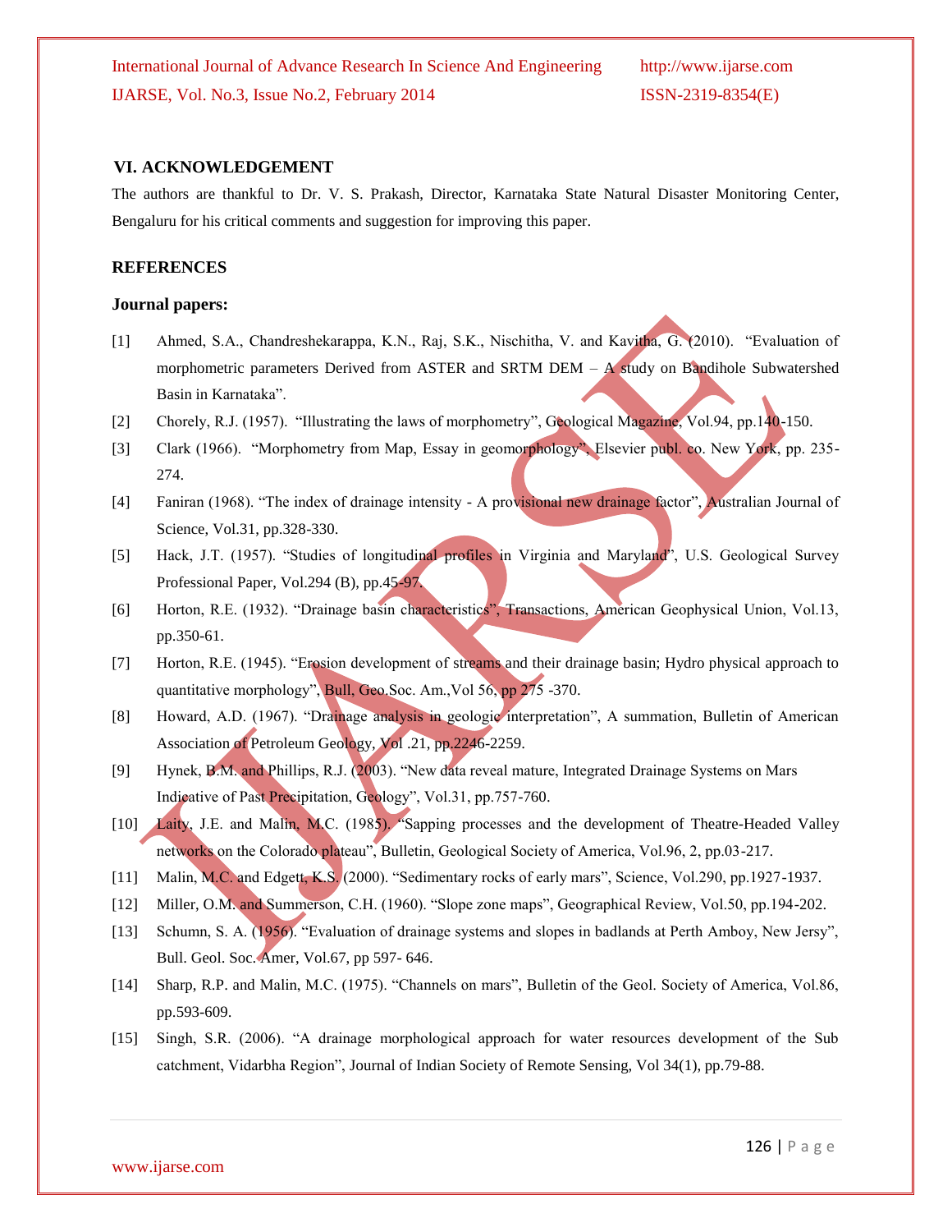## VI. ACKNOWLEDGEMENT

The authors are thankful to Dr. V. S. Prakash, Director, Karnataka State Natural Disaster Monitoring Center, Bengaluru for his critical comments and suggestion for improving this paper.

## REFERENCES

### Journal papers:

[1] Ahmed, S.A., Chandreshekarappa, K.N., Raj, S.K., Nischitha, V. and Kavitha, G. (2010). "Evaluation of morphometric parameters Derived from ASTER and SRTM DEM – A study on Bandihole Subwatershed Basin in Karnataka".

[2] Chorely, R.J. (1957). "Illustrating the laws of morphometry", Geological Magazine, Vol.94, pp.140-150.

[3] Clark (1966). "Morphometry from Map, Essay in geomorphology", Elsevier publ. co. New York, pp. 235-274.

[4] Faniran (1968). "The index of drainage intensity - A provisional new drainage factor", Australian Journal of Science, Vol.31, pp.328-330.

[5] Hack, J.T. (1957). "Studies of longitudinal profiles in Virginia and Maryland", U.S. Geological Survey Professional Paper, Vol.294 (B), pp.45-97.

[6] Horton, R.E. (1932). "Drainage basin characteristics", Transactions, American Geophysical Union, Vol.13, pp.350-61.

[7] Horton, R.E. (1945). "Erosion development of streams and their drainage basin; Hydro physical approach to quantitative morphology", Bull, Geo.Soc. Am.,Vol 56, pp 275 -370.

[8] Howard, A.D. (1967). "Drainage analysis in geologic interpretation", A summation, Bulletin of American Association of Petroleum Geology, Vol .21, pp.2246-2259.

[9] Hynek, B.M. and Phillips, R.J. (2003). "New data reveal mature, Integrated Drainage Systems on Mars Indicative of Past Precipitation, Geology", Vol.31, pp.757-760.

[10] Laity, J.E. and Malin, M.C. (1985). "Sapping processes and the development of Theatre-Headed Valley networks on the Colorado plateau", Bulletin, Geological Society of America, Vol.96, 2, pp.03-217.

[11] Malin, M.C. and Edgett, K.S. (2000). "Sedimentary rocks of early mars", Science, Vol.290, pp.1927-1937.

[12] Miller, O.M. and Summerson, C.H. (1960). "Slope zone maps", Geographical Review, Vol.50, pp.194-202.

[13] Schumn, S. A. (1956). "Evaluation of drainage systems and slopes in badlands at Perth Amboy, New Jersy", Bull. Geol. Soc. Amer, Vol.67, pp 597- 646.

[14] Sharp, R.P. and Malin, M.C. (1975). "Channels on mars", Bulletin of the Geol. Society of America, Vol.86, pp.593-609.

[15] Singh, S.R. (2006). "A drainage morphological approach for water resources development of the Sub catchment, Vidarbha Region", Journal of Indian Society of Remote Sensing, Vol 34(1), pp.79-88.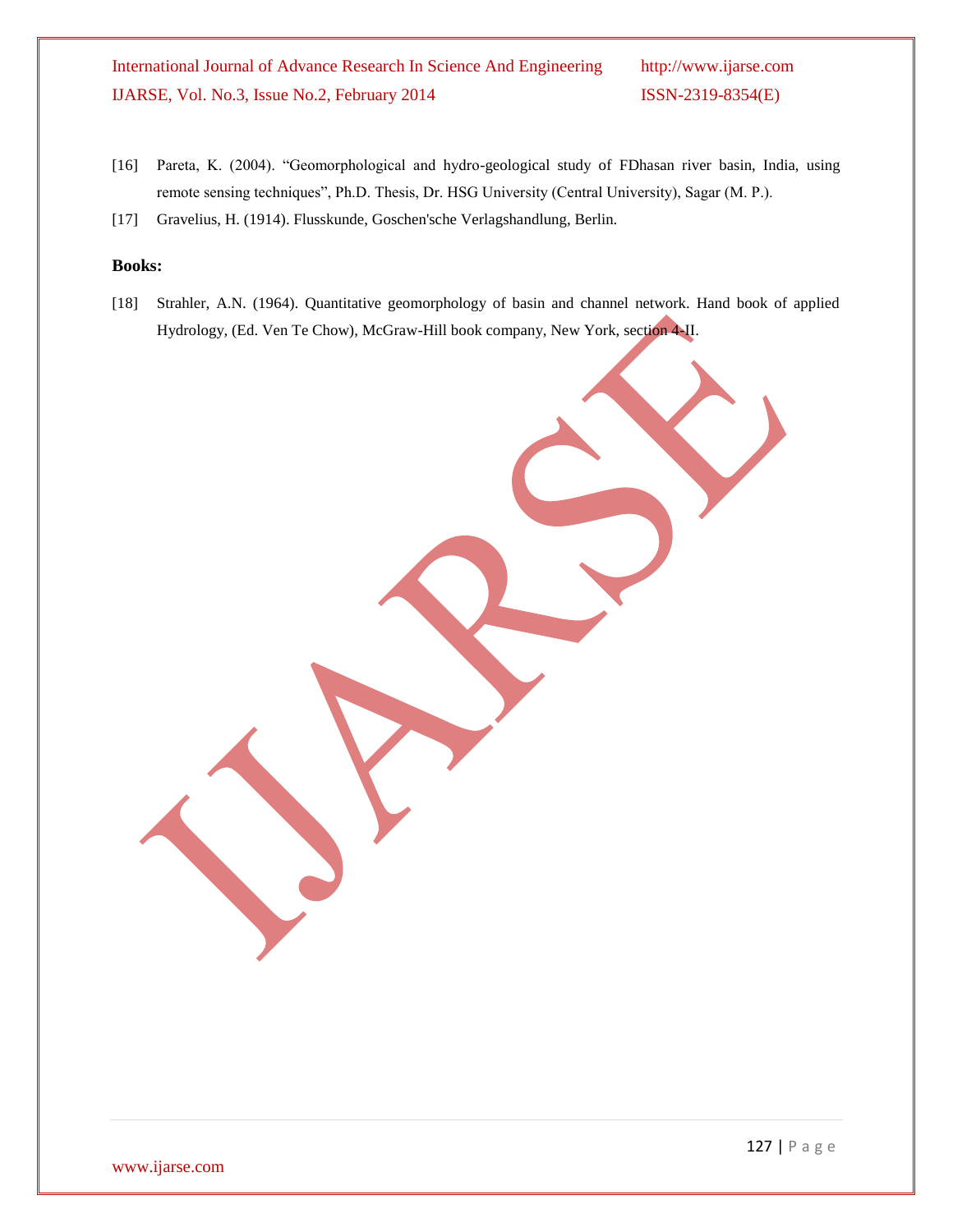[16] Pareta, K. (2004). "Geomorphological and hydro-geological study of FDhasan river basin, India, using remote sensing techniques", Ph.D. Thesis, Dr. HSG University (Central University), Sagar (M. P.).

[17] Gravelius, H. (1914). Flusskunde, Goschen'sche Verlagshandlung, Berlin.

**Books:**

[18] Strahler, A.N. (1964). Quantitative geomorphology of basin and channel network. Hand book of applied Hydrology, (Ed. Ven Te Chow), McGraw-Hill book company, New York, section 4-II.